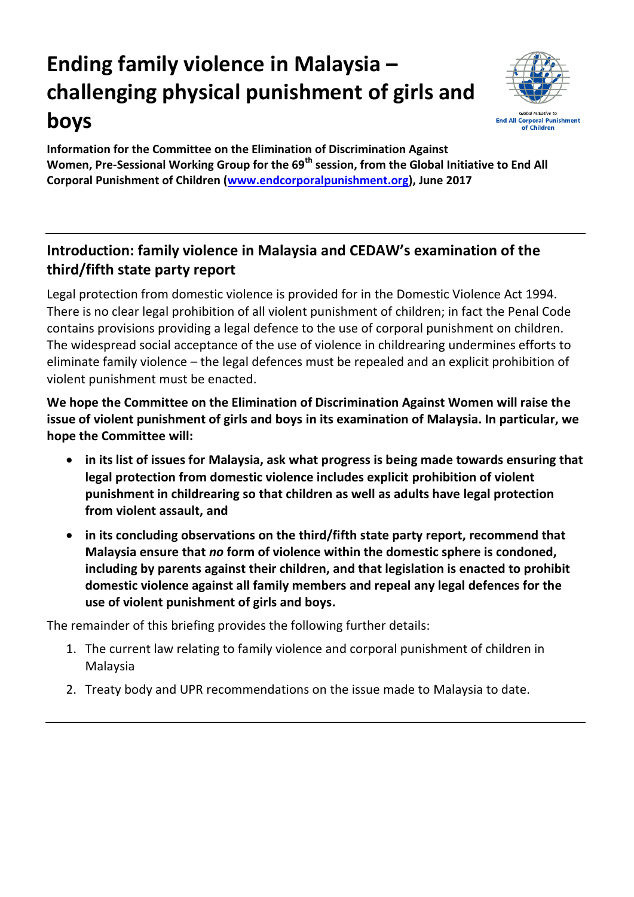# Ending family violence in Malaysia – challenging physical punishment of girls and boys

**Information for the Committee on the Elimination of Discrimination Against Women, Pre-Sessional Working Group for the 69th session, from the Global Initiative to End All Corporal Punishment of Children ([www.endcorporalpunishment.org](http://www.endcorporalpunishment.org)), June 2017**

---

## Introduction: family violence in Malaysia and CEDAW's examination of the third/fifth state party report

Legal protection from domestic violence is provided for in the Domestic Violence Act 1994. There is no clear legal prohibition of all violent punishment of children; in fact the Penal Code contains provisions providing a legal defence to the use of corporal punishment on children. The widespread social acceptance of the use of violence in childrearing undermines efforts to eliminate family violence – the legal defences must be repealed and an explicit prohibition of violent punishment must be enacted.

**We hope the Committee on the Elimination of Discrimination Against Women will raise the issue of violent punishment of girls and boys in its examination of Malaysia. In particular, we hope the Committee will:**

- **in its list of issues for Malaysia, ask what progress is being made towards ensuring that legal protection from domestic violence includes explicit prohibition of violent punishment in childrearing so that children as well as adults have legal protection from violent assault, and**
- **in its concluding observations on the third/fifth state party report, recommend that Malaysia ensure that *no* form of violence within the domestic sphere is condoned, including by parents against their children, and that legislation is enacted to prohibit domestic violence against all family members and repeal any legal defences for the use of violent punishment of girls and boys.**

The remainder of this briefing provides the following further details:

1. The current law relating to family violence and corporal punishment of children in Malaysia
2. Treaty body and UPR recommendations on the issue made to Malaysia to date.

---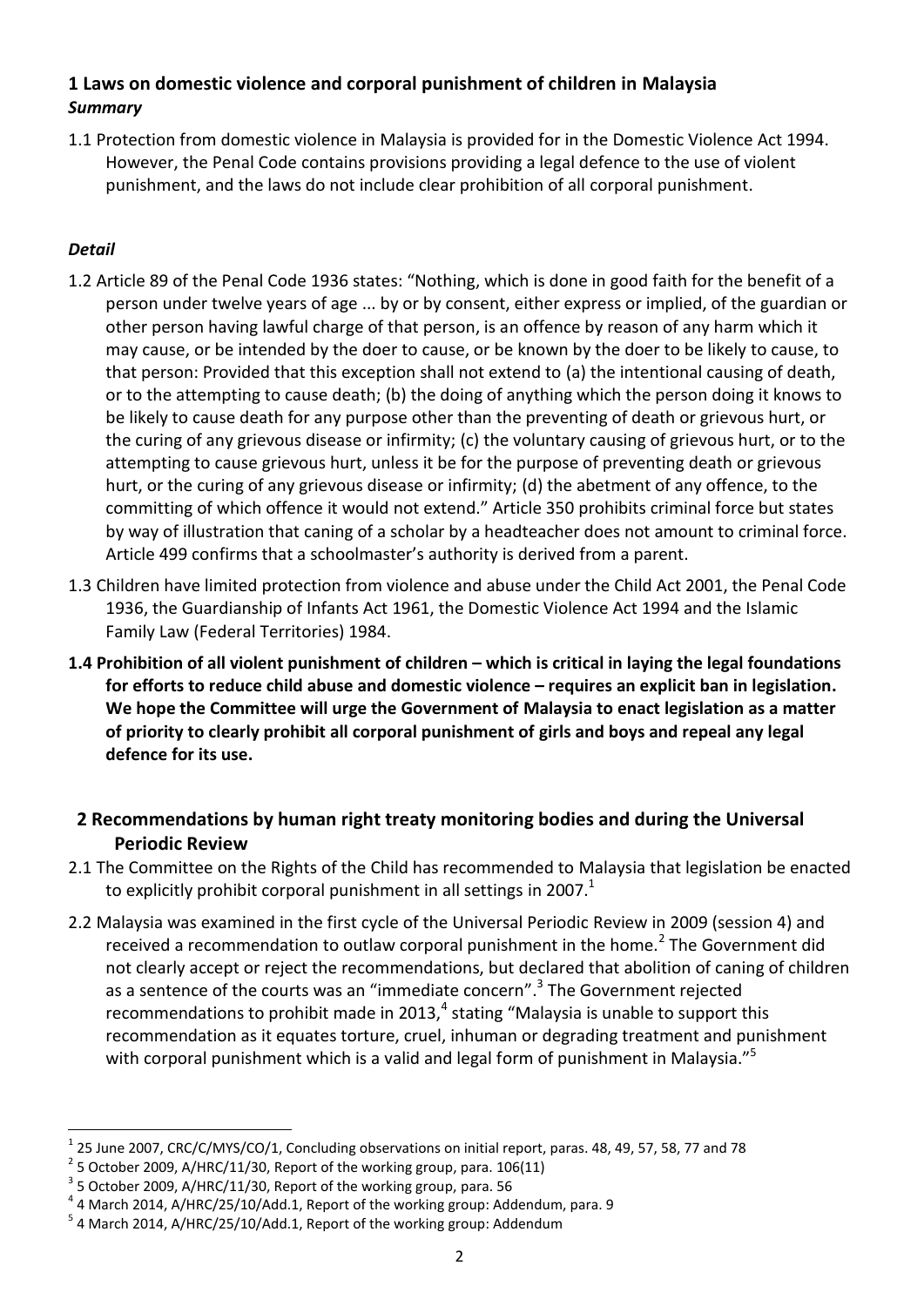## 1 Laws on domestic violence and corporal punishment of children in Malaysia

***Summary***

1.1 Protection from domestic violence in Malaysia is provided for in the Domestic Violence Act 1994. However, the Penal Code contains provisions providing a legal defence to the use of violent punishment, and the laws do not include clear prohibition of all corporal punishment.

***Detail***

1.2 Article 89 of the Penal Code 1936 states: "Nothing, which is done in good faith for the benefit of a person under twelve years of age ... by or by consent, either express or implied, of the guardian or other person having lawful charge of that person, is an offence by reason of any harm which it may cause, or be intended by the doer to cause, or be known by the doer to be likely to cause, to that person: Provided that this exception shall not extend to (a) the intentional causing of death, or to the attempting to cause death; (b) the doing of anything which the person doing it knows to be likely to cause death for any purpose other than the preventing of death or grievous hurt, or the curing of any grievous disease or infirmity; (c) the voluntary causing of grievous hurt, or to the attempting to cause grievous hurt, unless it be for the purpose of preventing death or grievous hurt, or the curing of any grievous disease or infirmity; (d) the abetment of any offence, to the committing of which offence it would not extend." Article 350 prohibits criminal force but states by way of illustration that caning of a scholar by a headteacher does not amount to criminal force. Article 499 confirms that a schoolmaster's authority is derived from a parent.

1.3 Children have limited protection from violence and abuse under the Child Act 2001, the Penal Code 1936, the Guardianship of Infants Act 1961, the Domestic Violence Act 1994 and the Islamic Family Law (Federal Territories) 1984.

**1.4 Prohibition of all violent punishment of children – which is critical in laying the legal foundations for efforts to reduce child abuse and domestic violence – requires an explicit ban in legislation. We hope the Committee will urge the Government of Malaysia to enact legislation as a matter of priority to clearly prohibit all corporal punishment of girls and boys and repeal any legal defence for its use.**

## 2 Recommendations by human right treaty monitoring bodies and during the Universal Periodic Review

2.1 The Committee on the Rights of the Child has recommended to Malaysia that legislation be enacted to explicitly prohibit corporal punishment in all settings in 2007.[1]

2.2 Malaysia was examined in the first cycle of the Universal Periodic Review in 2009 (session 4) and received a recommendation to outlaw corporal punishment in the home.[2] The Government did not clearly accept or reject the recommendations, but declared that abolition of caning of children as a sentence of the courts was an "immediate concern".[3] The Government rejected recommendations to prohibit made in 2013,[4] stating "Malaysia is unable to support this recommendation as it equates torture, cruel, inhuman or degrading treatment and punishment with corporal punishment which is a valid and legal form of punishment in Malaysia."[5]

---

[1] 25 June 2007, CRC/C/MYS/CO/1, Concluding observations on initial report, paras. 48, 49, 57, 58, 77 and 78

[2] 5 October 2009, A/HRC/11/30, Report of the working group, para. 106(11)

[3] 5 October 2009, A/HRC/11/30, Report of the working group, para. 56

[4] 4 March 2014, A/HRC/25/10/Add.1, Report of the working group: Addendum, para. 9

[5] 4 March 2014, A/HRC/25/10/Add.1, Report of the working group: Addendum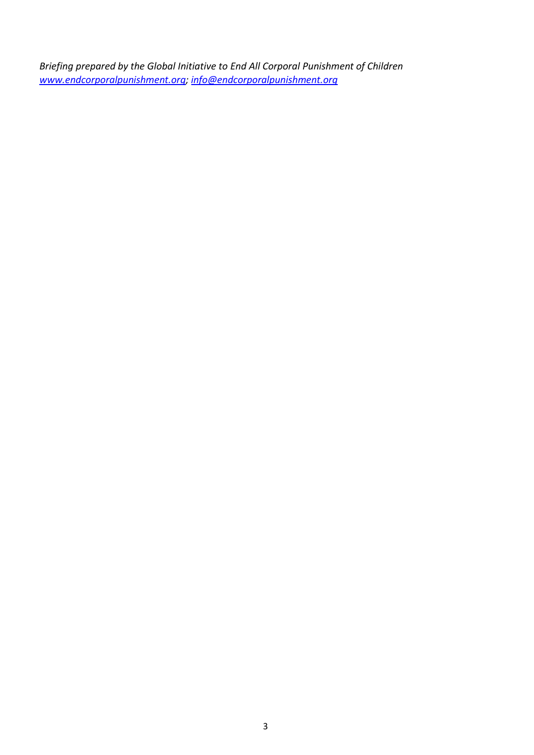*Briefing prepared by the Global Initiative to End All Corporal Punishment of Children*
*[www.endcorporalpunishment.org](http://www.endcorporalpunishment.org); [info@endcorporalpunishment.org](mailto:info@endcorporalpunishment.org)*